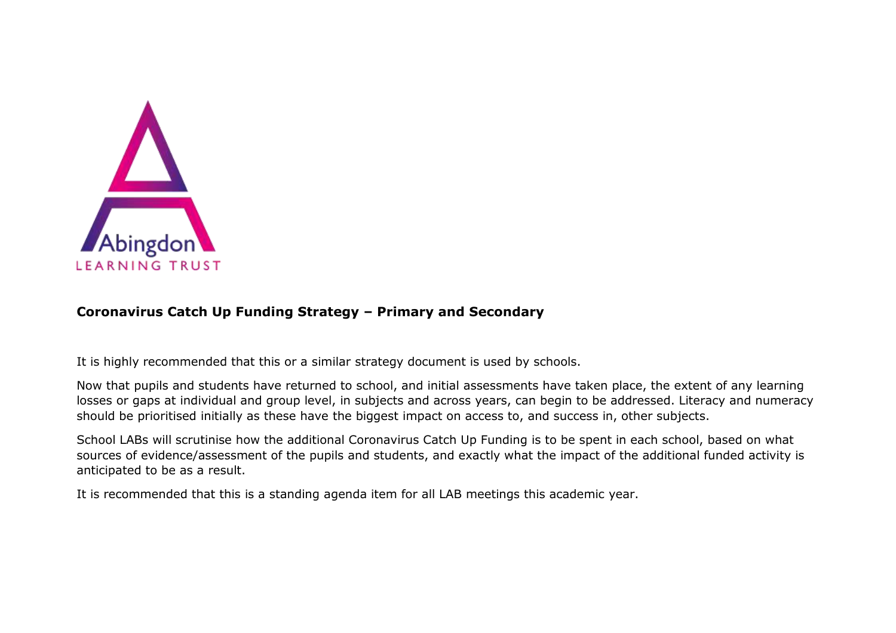Abingdon LEARNING TRUST

**Coronavirus Catch Up Funding Strategy – Primary and Secondary**

It is highly recommended that this or a similar strategy document is used by schools.

Now that pupils and students have returned to school, and initial assessments have taken place, the extent of any learning losses or gaps at individual and group level, in subjects and across years, can begin to be addressed. Literacy and numeracy should be prioritised initially as these have the biggest impact on access to, and success in, other subjects.

School LABs will scrutinise how the additional Coronavirus Catch Up Funding is to be spent in each school, based on what sources of evidence/assessment of the pupils and students, and exactly what the impact of the additional funded activity is anticipated to be as a result.

It is recommended that this is a standing agenda item for all LAB meetings this academic year.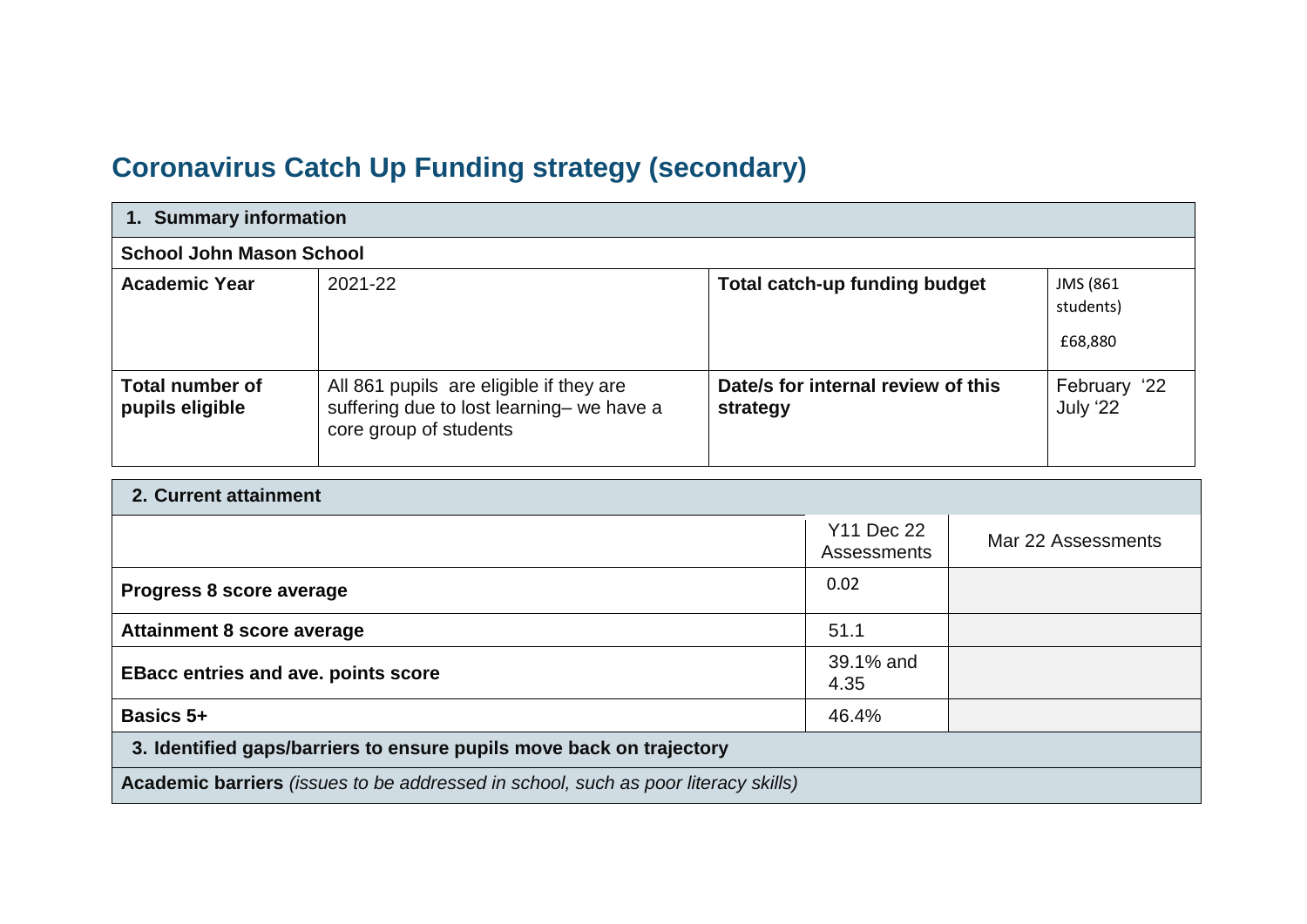# Coronavirus Catch Up Funding strategy (secondary)

| 1. Summary information | | | |
|---|---|---|---|
| **School John Mason School** | | | |
| **Academic Year** | 2021-22 | **Total catch-up funding budget** | JMS (861 students) £68,880 |
| **Total number of pupils eligible** | All 861 pupils are eligible if they are suffering due to lost learning– we have a core group of students | **Date/s for internal review of this strategy** | February '22 July '22 |

| 2. Current attainment | | |
|---|---|---|
| | Y11 Dec 22 Assessments | Mar 22 Assessments |
| **Progress 8 score average** | 0.02 | |
| **Attainment 8 score average** | 51.1 | |
| **EBacc entries and ave. points score** | 39.1% and 4.35 | |
| **Basics 5+** | 46.4% | |
| **3. Identified gaps/barriers to ensure pupils move back on trajectory** | | |
| **Academic barriers** *(issues to be addressed in school, such as poor literacy skills)* | | |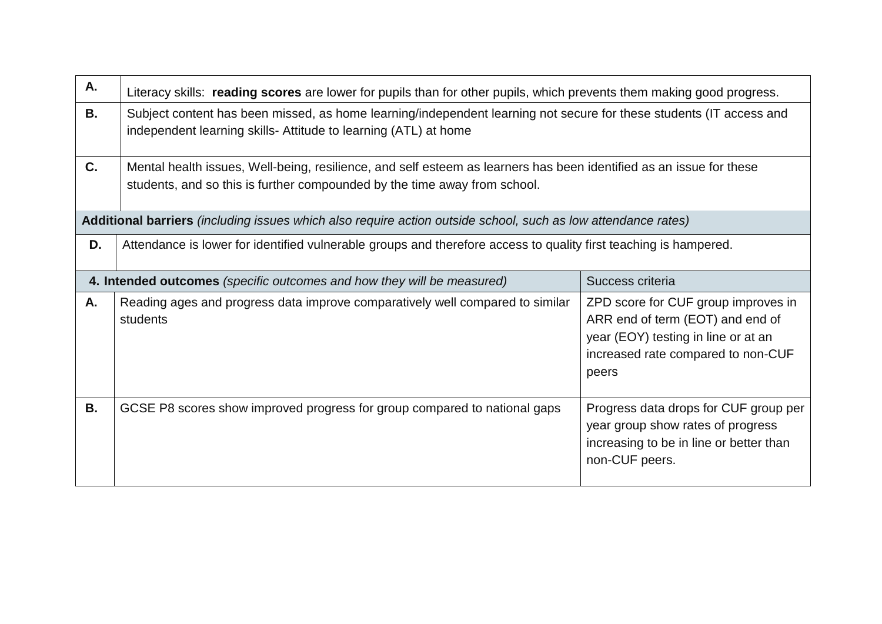| | |
|---|---|
| **A.** | Literacy skills: **reading scores** are lower for pupils than for other pupils, which prevents them making good progress. |
| **B.** | Subject content has been missed, as home learning/independent learning not secure for these students (IT access and independent learning skills- Attitude to learning (ATL) at home |
| **C.** | Mental health issues, Well-being, resilience, and self esteem as learners has been identified as an issue for these students, and so this is further compounded by the time away from school. |
| **Additional barriers** *(including issues which also require action outside school, such as low attendance rates)* | |
| **D.** | Attendance is lower for identified vulnerable groups and therefore access to quality first teaching is hampered. |

| | **4. Intended outcomes** *(specific outcomes and how they will be measured)* | Success criteria |
|---|---|---|
| **A.** | Reading ages and progress data improve comparatively well compared to similar students | ZPD score for CUF group improves in ARR end of term (EOT) and end of year (EOY) testing in line or at an increased rate compared to non-CUF peers |
| **B.** | GCSE P8 scores show improved progress for group compared to national gaps | Progress data drops for CUF group per year group show rates of progress increasing to be in line or better than non-CUF peers. |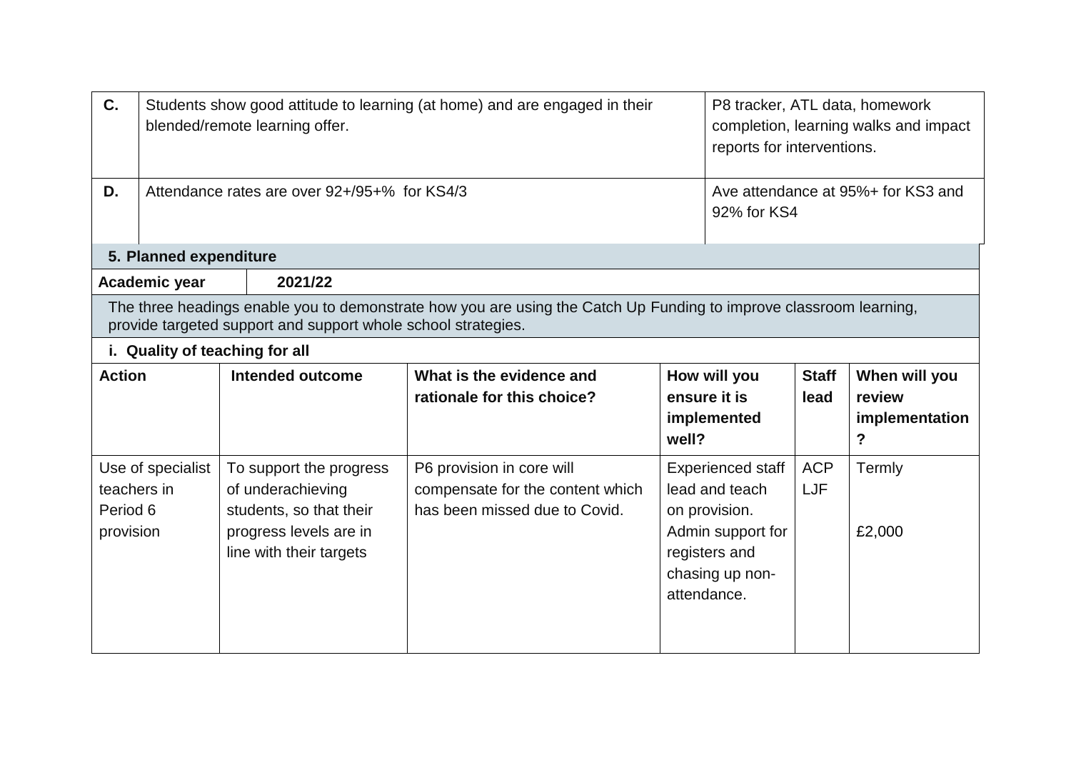| | | |
|---|---|---|
| **C.** | Students show good attitude to learning (at home) and are engaged in their blended/remote learning offer. | P8 tracker, ATL data, homework completion, learning walks and impact reports for interventions. |
| **D.** | Attendance rates are over 92+/95+% for KS4/3 | Ave attendance at 95%+ for KS3 and 92% for KS4 |

## 5. Planned expenditure

| **Academic year** | **2021/22** |
|---|---|

The three headings enable you to demonstrate how you are using the Catch Up Funding to improve classroom learning, provide targeted support and support whole school strategies.

### i. Quality of teaching for all

| Action | Intended outcome | What is the evidence and rationale for this choice? | How will you ensure it is implemented well? | Staff lead | When will you review implementation? |
|---|---|---|---|---|---|
| Use of specialist teachers in Period 6 provision | To support the progress of underachieving students, so that their progress levels are in line with their targets | P6 provision in core will compensate for the content which has been missed due to Covid. | Experienced staff lead and teach on provision. Admin support for registers and chasing up non-attendance. | ACP LJF | Termly<br><br>£2,000 |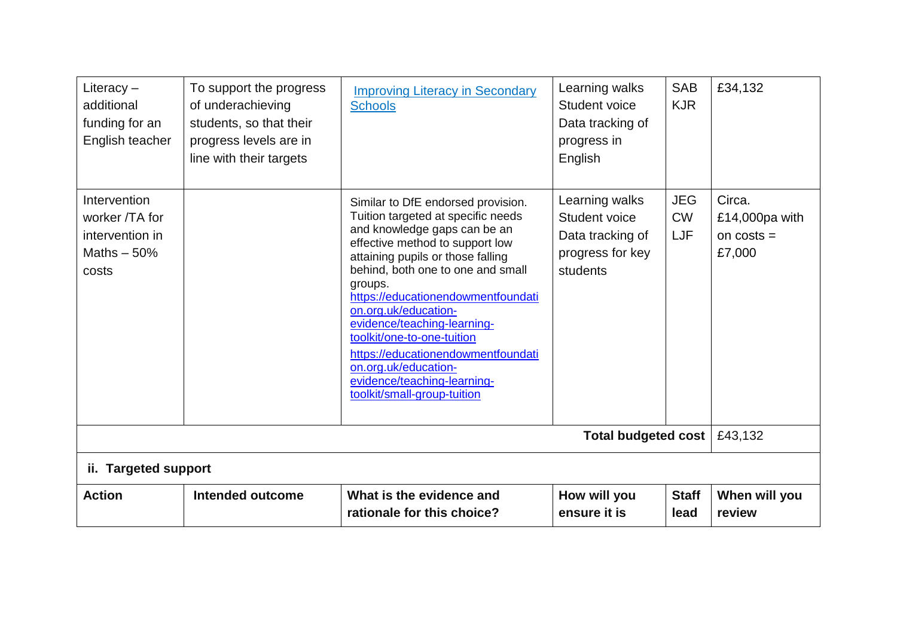| | | | | | |
|---|---|---|---|---|---|
| Literacy – additional funding for an English teacher | To support the progress of underachieving students, so that their progress levels are in line with their targets | [Improving Literacy in Secondary Schools]() | Learning walks<br>Student voice<br>Data tracking of progress in English | SAB<br>KJR | £34,132 |
| Intervention worker /TA for intervention in Maths – 50% costs | | Similar to DfE endorsed provision. Tuition targeted at specific needs and knowledge gaps can be an effective method to support low attaining pupils or those falling behind, both one to one and small groups.<br>https://educationendowmentfoundation.org.uk/education-evidence/teaching-learning-toolkit/one-to-one-tuition<br>https://educationendowmentfoundation.org.uk/education-evidence/teaching-learning-toolkit/small-group-tuition | Learning walks<br>Student voice<br>Data tracking of progress for key students | JEG<br>CW<br>LJF | Circa. £14,000pa with on costs = £7,000 |
| | | | | **Total budgeted cost** | £43,132 |

**ii. Targeted support**

| Action | Intended outcome | What is the evidence and rationale for this choice? | How will you ensure it is | Staff lead | When will you review |
|---|---|---|---|---|---|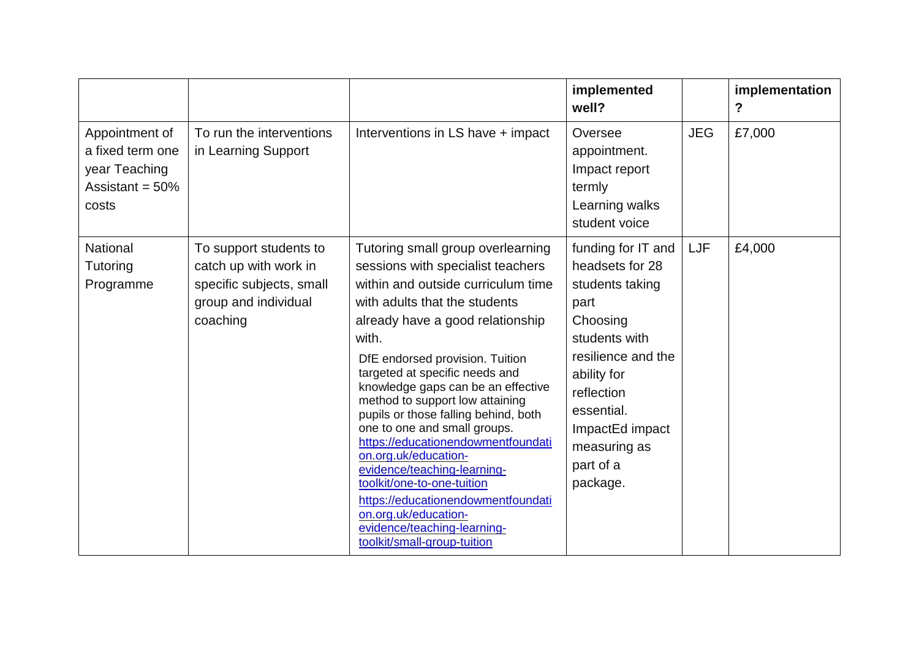| | | | implemented well? | | implementation ? |
|---|---|---|---|---|---|
| Appointment of a fixed term one year Teaching Assistant = 50% costs | To run the interventions in Learning Support | Interventions in LS have + impact | Oversee appointment. Impact report termly Learning walks student voice | JEG | £7,000 |
| National Tutoring Programme | To support students to catch up with work in specific subjects, small group and individual coaching | Tutoring small group overlearning sessions with specialist teachers within and outside curriculum time with adults that the students already have a good relationship with. DfE endorsed provision. Tuition targeted at specific needs and knowledge gaps can be an effective method to support low attaining pupils or those falling behind, both one to one and small groups. https://educationendowmentfoundation.org.uk/education-evidence/teaching-learning-toolkit/one-to-one-tuition https://educationendowmentfoundation.org.uk/education-evidence/teaching-learning-toolkit/small-group-tuition | funding for IT and headsets for 28 students taking part Choosing students with resilience and the ability for reflection essential. ImpactEd impact measuring as part of a package. | LJF | £4,000 |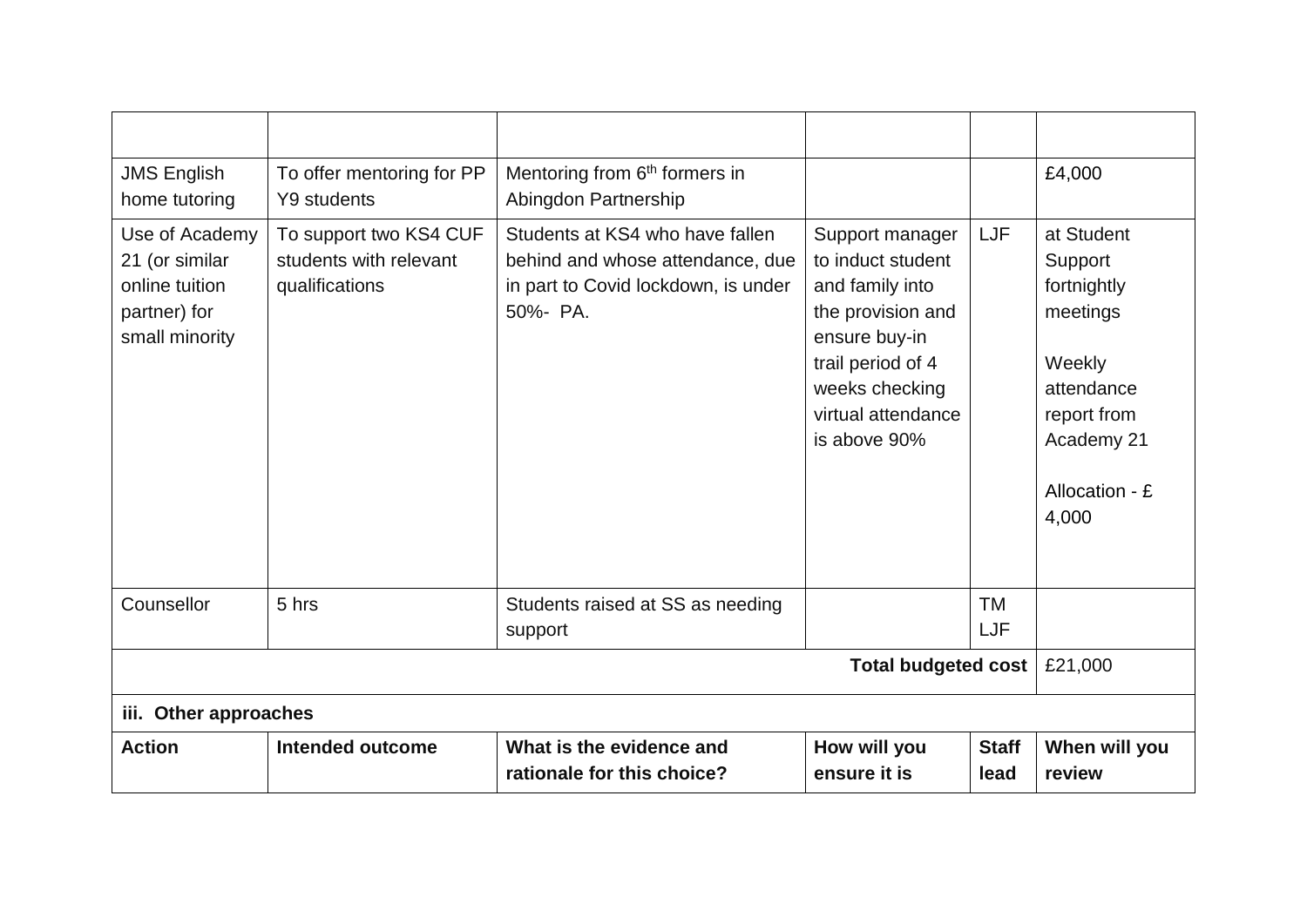| | | | | | |
|---|---|---|---|---|---|
| JMS English home tutoring | To offer mentoring for PP Y9 students | Mentoring from 6th formers in Abingdon Partnership | | | £4,000 |
| Use of Academy 21 (or similar online tuition partner) for small minority | To support two KS4 CUF students with relevant qualifications | Students at KS4 who have fallen behind and whose attendance, due in part to Covid lockdown, is under 50%- PA. | Support manager to induct student and family into the provision and ensure buy-in trail period of 4 weeks checking virtual attendance is above 90% | LJF | at Student Support fortnightly meetings<br><br>Weekly attendance report from Academy 21<br><br>Allocation - £ 4,000 |
| Counsellor | 5 hrs | Students raised at SS as needing support | | TM LJF | |
| | | | | **Total budgeted cost** | £21,000 |

**iii. Other approaches**

| Action | Intended outcome | What is the evidence and rationale for this choice? | How will you ensure it is | Staff lead | When will you review |
|---|---|---|---|---|---|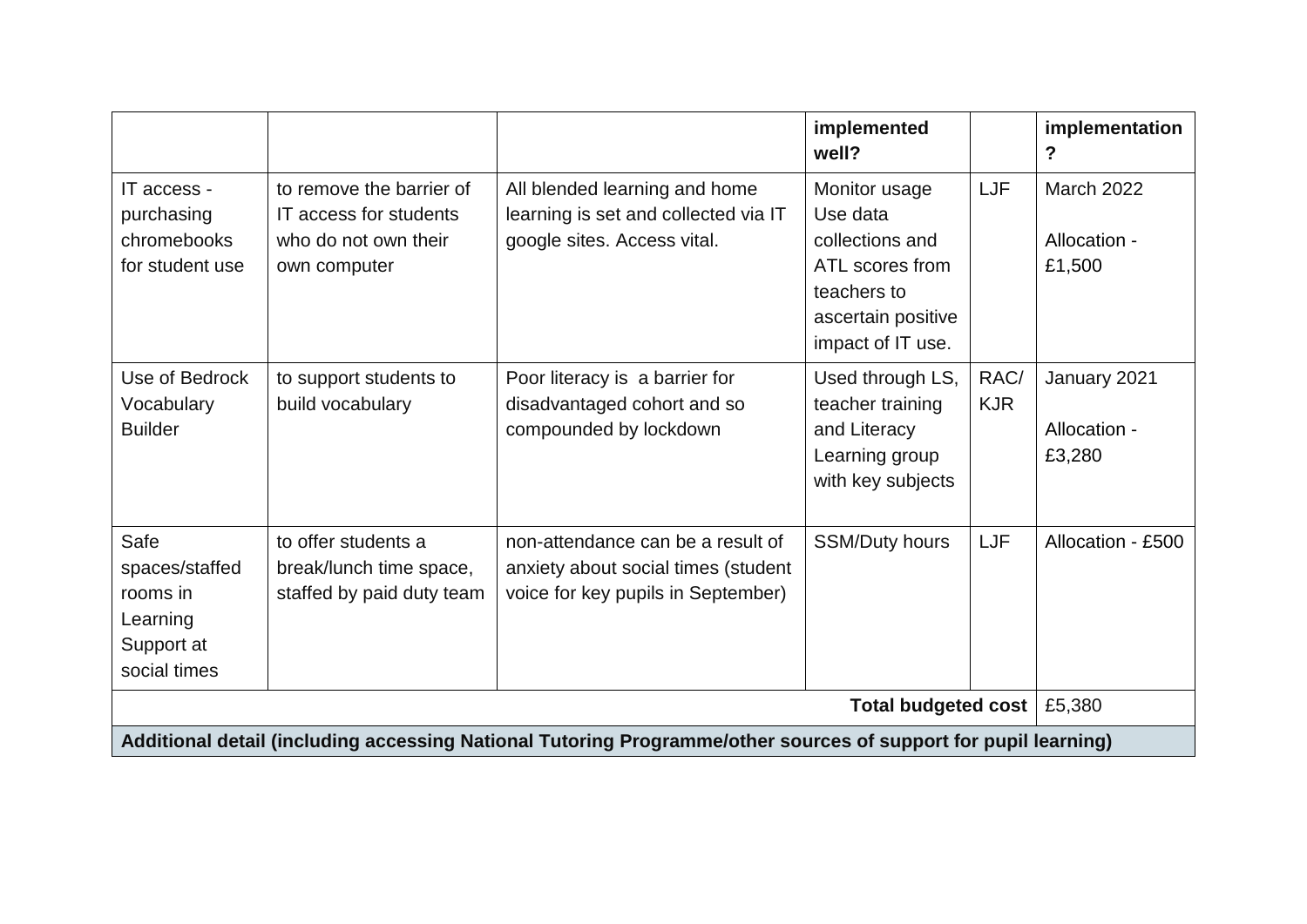| | | | implemented well? | | implementation ? |
|---|---|---|---|---|---|
| IT access - purchasing chromebooks for student use | to remove the barrier of IT access for students who do not own their own computer | All blended learning and home learning is set and collected via IT google sites. Access vital. | Monitor usage Use data collections and ATL scores from teachers to ascertain positive impact of IT use. | LJF | March 2022<br><br>Allocation - £1,500 |
| Use of Bedrock Vocabulary Builder | to support students to build vocabulary | Poor literacy is a barrier for disadvantaged cohort and so compounded by lockdown | Used through LS, teacher training and Literacy Learning group with key subjects | RAC/ KJR | January 2021<br><br>Allocation - £3,280 |
| Safe spaces/staffed rooms in Learning Support at social times | to offer students a break/lunch time space, staffed by paid duty team | non-attendance can be a result of anxiety about social times (student voice for key pupils in September) | SSM/Duty hours | LJF | Allocation - £500 |
| | | | | **Total budgeted cost** | £5,380 |

**Additional detail (including accessing National Tutoring Programme/other sources of support for pupil learning)**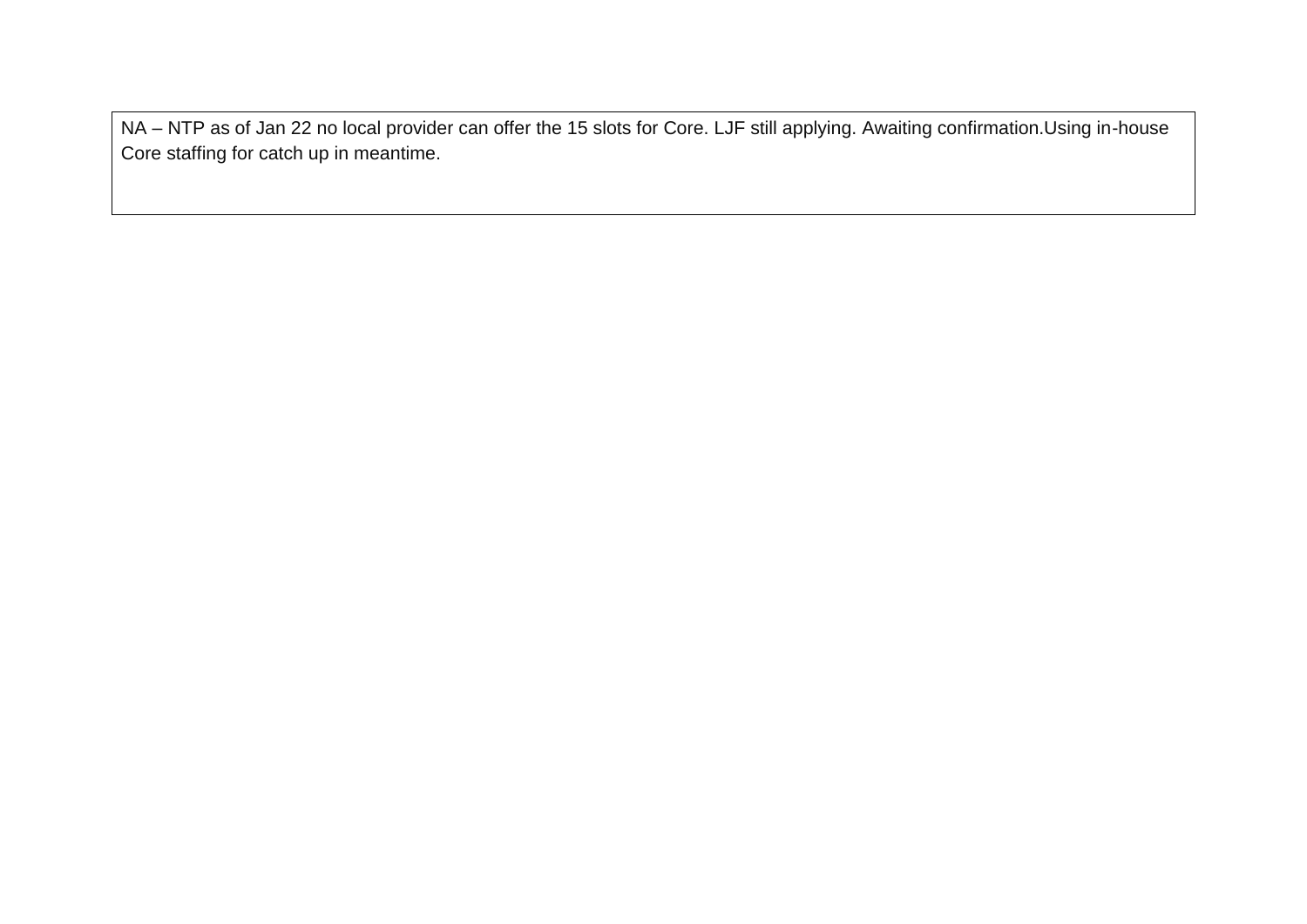| |
|---|
| NA – NTP as of Jan 22 no local provider can offer the 15 slots for Core. LJF still applying. Awaiting confirmation.Using in-house Core staffing for catch up in meantime. |